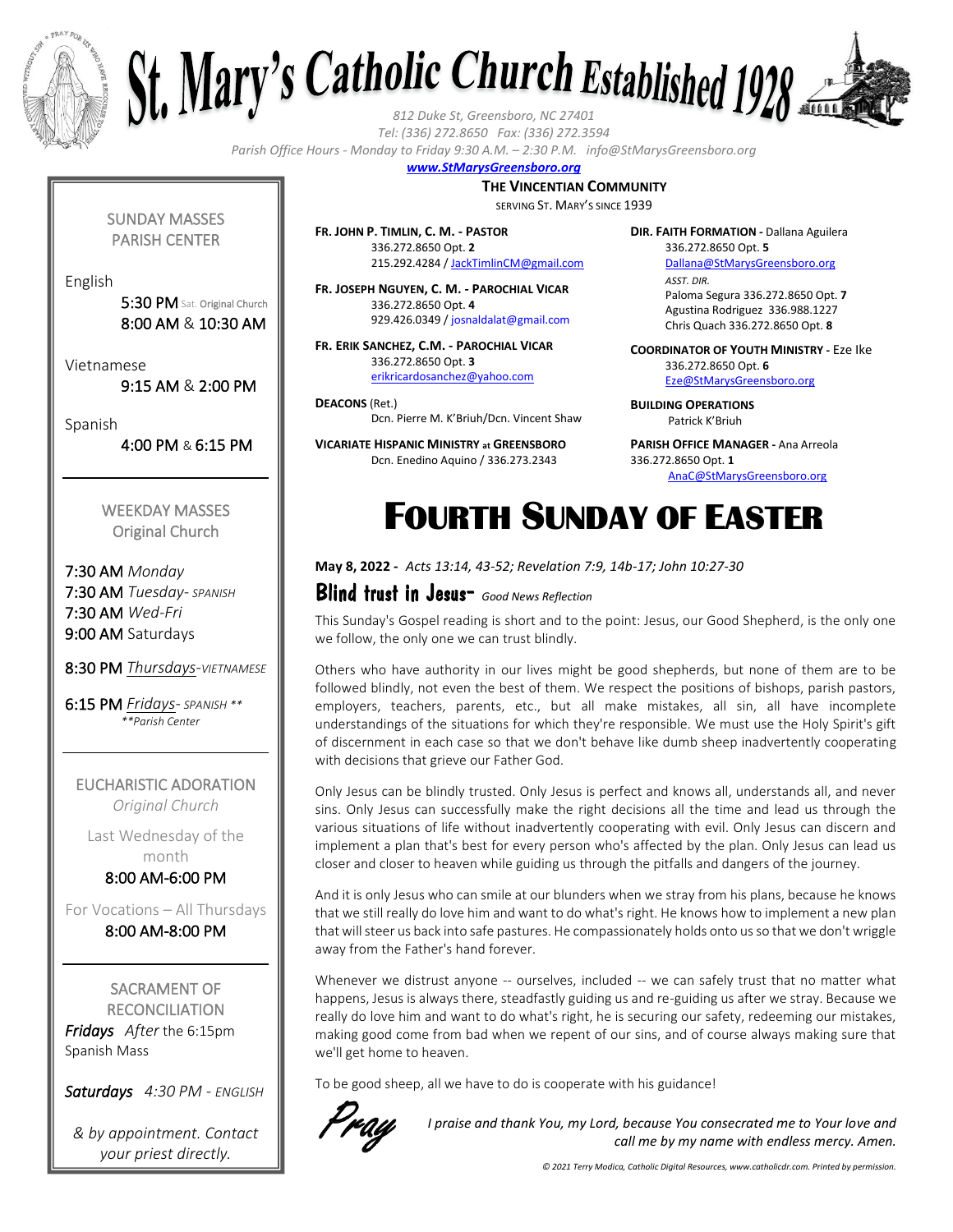# St. Mary's Catholic Church Established 1928

*812 Duke St, Greensboro, NC 27401*
*Tel: (336) 272.8650 Fax: (336) 272.3594*
*Parish Office Hours - Monday to Friday 9:30 A.M. – 2:30 P.M. info@StMarysGreensboro.org*
***www.StMarysGreensboro.org***

**THE VINCENTIAN COMMUNITY**
SERVING ST. MARY'S SINCE 1939

**FR. JOHN P. TIMLIN, C. M. - PASTOR**
336.272.8650 Opt. **2**
215.292.4284 / JackTimlinCM@gmail.com

**FR. JOSEPH NGUYEN, C. M. - PAROCHIAL VICAR**
336.272.8650 Opt. **4**
929.426.0349 / josnaldalat@gmail.com

**FR. ERIK SANCHEZ, C.M. - PAROCHIAL VICAR**
336.272.8650 Opt. **3**
erikricardosanchez@yahoo.com

**DEACONS** (Ret.)
Dcn. Pierre M. K'Briuh/Dcn. Vincent Shaw

**VICARIATE HISPANIC MINISTRY at GREENSBORO**
Dcn. Enedino Aquino / 336.273.2343

**DIR. FAITH FORMATION -** Dallana Aguilera
336.272.8650 Opt. **5**
Dallana@StMarysGreensboro.org
*ASST. DIR.*
Paloma Segura 336.272.8650 Opt. **7**
Agustina Rodriguez 336.998.1227
Chris Quach 336.272.8650 Opt. **8**

**COORDINATOR OF YOUTH MINISTRY -** Eze Ike
336.272.8650 Opt. **6**
Eze@StMarysGreensboro.org

**BUILDING OPERATIONS**
Patrick K'Briuh

**PARISH OFFICE MANAGER -** Ana Arreola
336.272.8650 Opt. **1**
AnaC@StMarysGreensboro.org

## SUNDAY MASSES
PARISH CENTER

English
5:30 PM Sat. Original Church
8:00 AM & 10:30 AM

Vietnamese
9:15 AM & 2:00 PM

Spanish
4:00 PM & 6:15 PM

## WEEKDAY MASSES
Original Church

7:30 AM *Monday*
7:30 AM *Tuesday- SPANISH*
7:30 AM *Wed-Fri*
9:00 AM Saturdays

8:30 PM *Thursdays-VIETNAMESE*

6:15 PM *Fridays- SPANISH \*\**
*\*\*Parish Center*

## EUCHARISTIC ADORATION
*Original Church*

Last Wednesday of the month
8:00 AM-6:00 PM

For Vocations – All Thursdays
8:00 AM-8:00 PM

## SACRAMENT OF RECONCILIATION
***Fridays*** *After* the 6:15pm Spanish Mass

***Saturdays*** *4:30 PM - ENGLISH*

*& by appointment. Contact your priest directly.*

# FOURTH SUNDAY OF EASTER

**May 8, 2022 -** *Acts 13:14, 43-52; Revelation 7:9, 14b-17; John 10:27-30*

## Blind trust in Jesus- *Good News Reflection*

This Sunday's Gospel reading is short and to the point: Jesus, our Good Shepherd, is the only one we follow, the only one we can trust blindly.

Others who have authority in our lives might be good shepherds, but none of them are to be followed blindly, not even the best of them. We respect the positions of bishops, parish pastors, employers, teachers, parents, etc., but all make mistakes, all sin, all have incomplete understandings of the situations for which they're responsible. We must use the Holy Spirit's gift of discernment in each case so that we don't behave like dumb sheep inadvertently cooperating with decisions that grieve our Father God.

Only Jesus can be blindly trusted. Only Jesus is perfect and knows all, understands all, and never sins. Only Jesus can successfully make the right decisions all the time and lead us through the various situations of life without inadvertently cooperating with evil. Only Jesus can discern and implement a plan that's best for every person who's affected by the plan. Only Jesus can lead us closer and closer to heaven while guiding us through the pitfalls and dangers of the journey.

And it is only Jesus who can smile at our blunders when we stray from his plans, because he knows that we still really do love him and want to do what's right. He knows how to implement a new plan that will steer us back into safe pastures. He compassionately holds onto us so that we don't wriggle away from the Father's hand forever.

Whenever we distrust anyone -- ourselves, included -- we can safely trust that no matter what happens, Jesus is always there, steadfastly guiding us and re-guiding us after we stray. Because we really do love him and want to do what's right, he is securing our safety, redeeming our mistakes, making good come from bad when we repent of our sins, and of course always making sure that we'll get home to heaven.

To be good sheep, all we have to do is cooperate with his guidance!

*Pray*

*I praise and thank You, my Lord, because You consecrated me to Your love and call me by my name with endless mercy. Amen.*

*© 2021 Terry Modica, Catholic Digital Resources, www.catholicdr.com. Printed by permission.*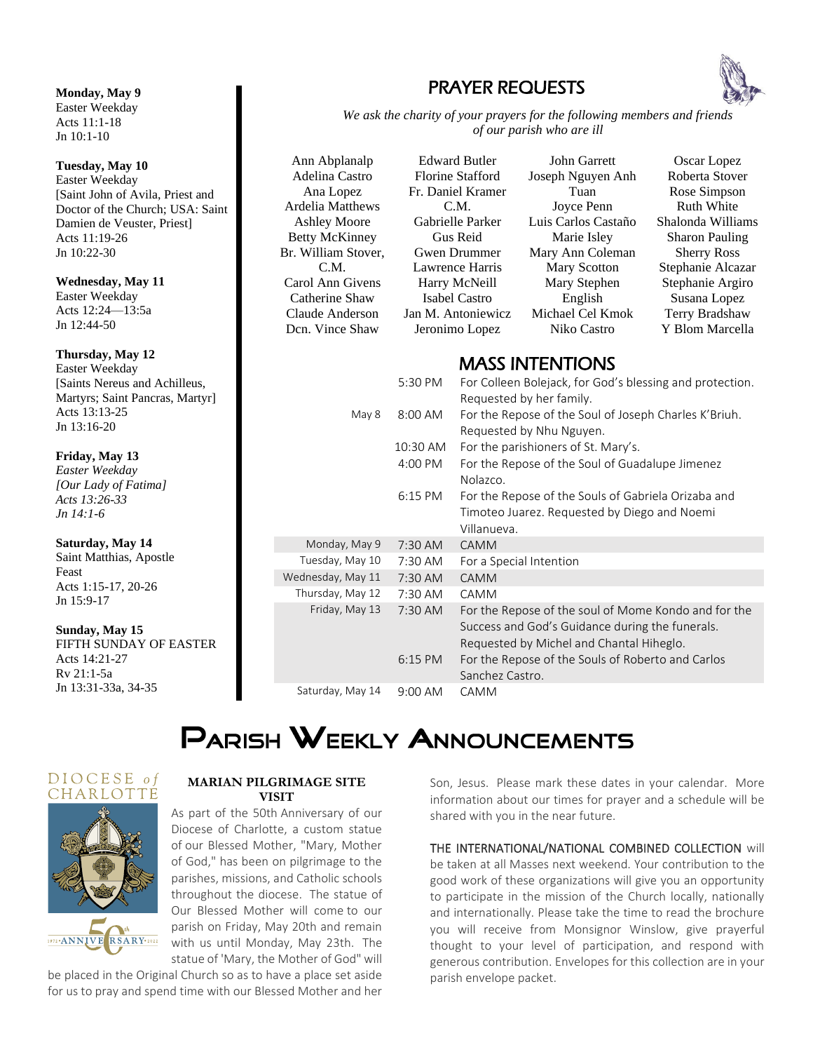**Monday, May 9**
Easter Weekday
Acts 11:1-18
Jn 10:1-10

**Tuesday, May 10**
Easter Weekday
[Saint John of Avila, Priest and Doctor of the Church; USA: Saint Damien de Veuster, Priest]
Acts 11:19-26
Jn 10:22-30

**Wednesday, May 11**
Easter Weekday
Acts 12:24—13:5a
Jn 12:44-50

**Thursday, May 12**
Easter Weekday
[Saints Nereus and Achilleus, Martyrs; Saint Pancras, Martyr]
Acts 13:13-25
Jn 13:16-20

**Friday, May 13**
*Easter Weekday*
*[Our Lady of Fatima]*
*Acts 13:26-33*
*Jn 14:1-6*

**Saturday, May 14**
Saint Matthias, Apostle
Feast
Acts 1:15-17, 20-26
Jn 15:9-17

**Sunday, May 15**
FIFTH SUNDAY OF EASTER
Acts 14:21-27
Rv 21:1-5a
Jn 13:31-33a, 34-35

## PRAYER REQUESTS

*We ask the charity of your prayers for the following members and friends of our parish who are ill*

Ann Abplanalp
Adelina Castro
Ana Lopez
Ardelia Matthews
Ashley Moore
Betty McKinney
Br. William Stover, C.M.
Carol Ann Givens
Catherine Shaw
Claude Anderson
Dcn. Vince Shaw
Edward Butler
Florine Stafford
Fr. Daniel Kramer C.M.
Gabrielle Parker
Gus Reid
Gwen Drummer
Lawrence Harris
Harry McNeill
Isabel Castro
Jan M. Antoniewicz
Jeronimo Lopez
John Garrett
Joseph Nguyen Anh Tuan
Joyce Penn
Luis Carlos Castaño
Marie Isley
Mary Ann Coleman
Mary Scotton
Mary Stephen English
Michael Cel Kmok
Niko Castro
Oscar Lopez
Roberta Stover
Rose Simpson
Ruth White
Shalonda Williams
Sharon Pauling
Sherry Ross
Stephanie Alcazar
Stephanie Argiro
Susana Lopez
Terry Bradshaw
Y Blom Marcella

## MASS INTENTIONS

| | | |
|---|---|---|
| | 5:30 PM | For Colleen Bolejack, for God's blessing and protection. Requested by her family. |
| May 8 | 8:00 AM | For the Repose of the Soul of Joseph Charles K'Briuh. Requested by Nhu Nguyen. |
| | 10:30 AM | For the parishioners of St. Mary's. |
| | 4:00 PM | For the Repose of the Soul of Guadalupe Jimenez Nolazco. |
| | 6:15 PM | For the Repose of the Souls of Gabriela Orizaba and Timoteo Juarez. Requested by Diego and Noemi Villanueva. |
| Monday, May 9 | 7:30 AM | CAMM |
| Tuesday, May 10 | 7:30 AM | For a Special Intention |
| Wednesday, May 11 | 7:30 AM | CAMM |
| Thursday, May 12 | 7:30 AM | CAMM |
| Friday, May 13 | 7:30 AM | For the Repose of the soul of Mome Kondo and for the Success and God's Guidance during the funerals. Requested by Michel and Chantal Hiheglo. |
| | 6:15 PM | For the Repose of the Souls of Roberto and Carlos Sanchez Castro. |
| Saturday, May 14 | 9:00 AM | CAMM |

# PARISH WEEKLY ANNOUNCEMENTS

DIOCESE of CHARLOTTE
1972 · 50th ANNIVERSARY · 2022

**MARIAN PILGRIMAGE SITE VISIT**

As part of the 50th Anniversary of our Diocese of Charlotte, a custom statue of our Blessed Mother, "Mary, Mother of God," has been on pilgrimage to the parishes, missions, and Catholic schools throughout the diocese. The statue of Our Blessed Mother will come to our parish on Friday, May 20th and remain with us until Monday, May 23th. The statue of 'Mary, the Mother of God" will be placed in the Original Church so as to have a place set aside for us to pray and spend time with our Blessed Mother and her Son, Jesus. Please mark these dates in your calendar. More information about our times for prayer and a schedule will be shared with you in the near future.

THE INTERNATIONAL/NATIONAL COMBINED COLLECTION will be taken at all Masses next weekend. Your contribution to the good work of these organizations will give you an opportunity to participate in the mission of the Church locally, nationally and internationally. Please take the time to read the brochure you will receive from Monsignor Winslow, give prayerful thought to your level of participation, and respond with generous contribution. Envelopes for this collection are in your parish envelope packet.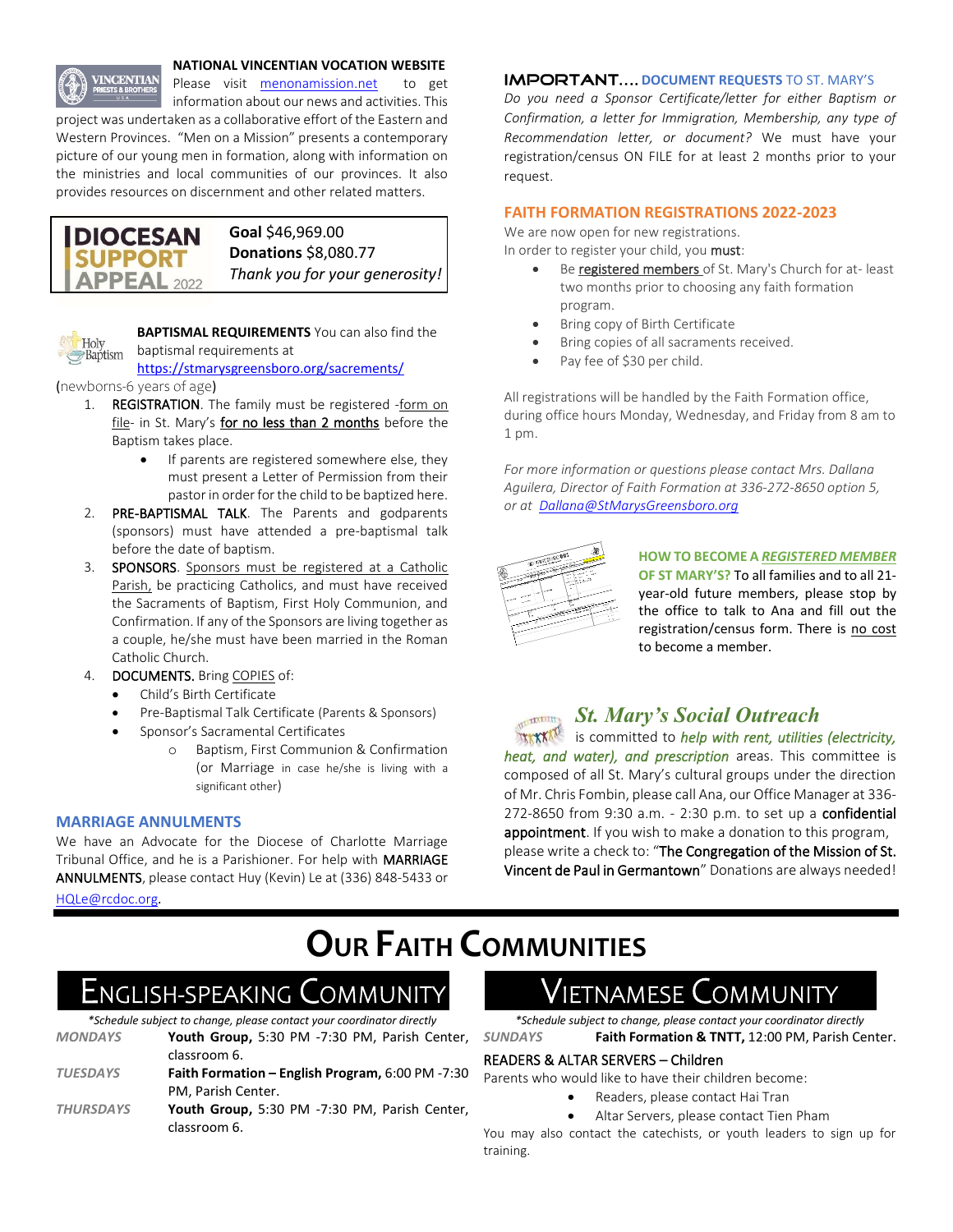## NATIONAL VINCENTIAN VOCATION WEBSITE

Please visit menonamission.net to get information about our news and activities. This project was undertaken as a collaborative effort of the Eastern and Western Provinces. "Men on a Mission" presents a contemporary picture of our young men in formation, along with information on the ministries and local communities of our provinces. It also provides resources on discernment and other related matters.

**DIOCESAN SUPPORT APPEAL 2022**

**Goal** $46,969.00
**Donations** $8,080.77
*Thank you for your generosity!*

**BAPTISMAL REQUIREMENTS** You can also find the baptismal requirements at https://stmarysgreensboro.org/sacrements/ (newborns-6 years of age)

1. REGISTRATION. The family must be registered -form on file- in St. Mary's for no less than 2 months before the Baptism takes place.
   - If parents are registered somewhere else, they must present a Letter of Permission from their pastor in order for the child to be baptized here.
2. PRE-BAPTISMAL TALK. The Parents and godparents (sponsors) must have attended a pre-baptismal talk before the date of baptism.
3. SPONSORS. Sponsors must be registered at a Catholic Parish, be practicing Catholics, and must have received the Sacraments of Baptism, First Holy Communion, and Confirmation. If any of the Sponsors are living together as a couple, he/she must have been married in the Roman Catholic Church.
4. DOCUMENTS. Bring COPIES of:
   - Child's Birth Certificate
   - Pre-Baptismal Talk Certificate (Parents & Sponsors)
   - Sponsor's Sacramental Certificates
     - Baptism, First Communion & Confirmation (or Marriage in case he/she is living with a significant other)

### MARRIAGE ANNULMENTS

We have an Advocate for the Diocese of Charlotte Marriage Tribunal Office, and he is a Parishioner. For help with MARRIAGE ANNULMENTS, please contact Huy (Kevin) Le at (336) 848-5433 or HQLe@rcdoc.org.

### IMPORTANT…. DOCUMENT REQUESTS TO ST. MARY'S

*Do you need a Sponsor Certificate/letter for either Baptism or Confirmation, a letter for Immigration, Membership, any type of Recommendation letter, or document?* We must have your registration/census ON FILE for at least 2 months prior to your request.

### FAITH FORMATION REGISTRATIONS 2022-2023

We are now open for new registrations.
In order to register your child, you **must**:

- Be registered members of St. Mary's Church for at- least two months prior to choosing any faith formation program.
- Bring copy of Birth Certificate
- Bring copies of all sacraments received.
- Pay fee of $30 per child.

All registrations will be handled by the Faith Formation office, during office hours Monday, Wednesday, and Friday from 8 am to 1 pm.

*For more information or questions please contact Mrs. Dallana Aguilera, Director of Faith Formation at 336-272-8650 option 5, or at Dallana@StMarysGreensboro.org*

**HOW TO BECOME A *REGISTERED MEMBER* OF ST MARY'S?** To all families and to all 21-year-old future members, please stop by the office to talk to Ana and fill out the registration/census form. There is no cost to become a member.

### *St. Mary's Social Outreach*

is committed to ***help with rent, utilities (electricity, heat, and water), and prescription*** areas. This committee is composed of all St. Mary's cultural groups under the direction of Mr. Chris Fombin, please call Ana, our Office Manager at 336-272-8650 from 9:30 a.m. - 2:30 p.m. to set up a confidential appointment. If you wish to make a donation to this program, please write a check to: "The Congregation of the Mission of St. Vincent de Paul in Germantown" Donations are always needed!

# OUR FAITH COMMUNITIES

## ENGLISH-SPEAKING COMMUNITY

*\*Schedule subject to change, please contact your coordinator directly*

| | |
|---|---|
| *MONDAYS* | **Youth Group,** 5:30 PM -7:30 PM, Parish Center, classroom 6. |
| *TUESDAYS* | **Faith Formation – English Program,** 6:00 PM -7:30 PM, Parish Center. |
| *THURSDAYS* | **Youth Group,** 5:30 PM -7:30 PM, Parish Center, classroom 6. |

## VIETNAMESE COMMUNITY

*\*Schedule subject to change, please contact your coordinator directly*

| | |
|---|---|
| *SUNDAYS* | **Faith Formation & TNTT,** 12:00 PM, Parish Center. |

READERS & ALTAR SERVERS – Children

Parents who would like to have their children become:

- Readers, please contact Hai Tran
- Altar Servers, please contact Tien Pham

You may also contact the catechists, or youth leaders to sign up for training.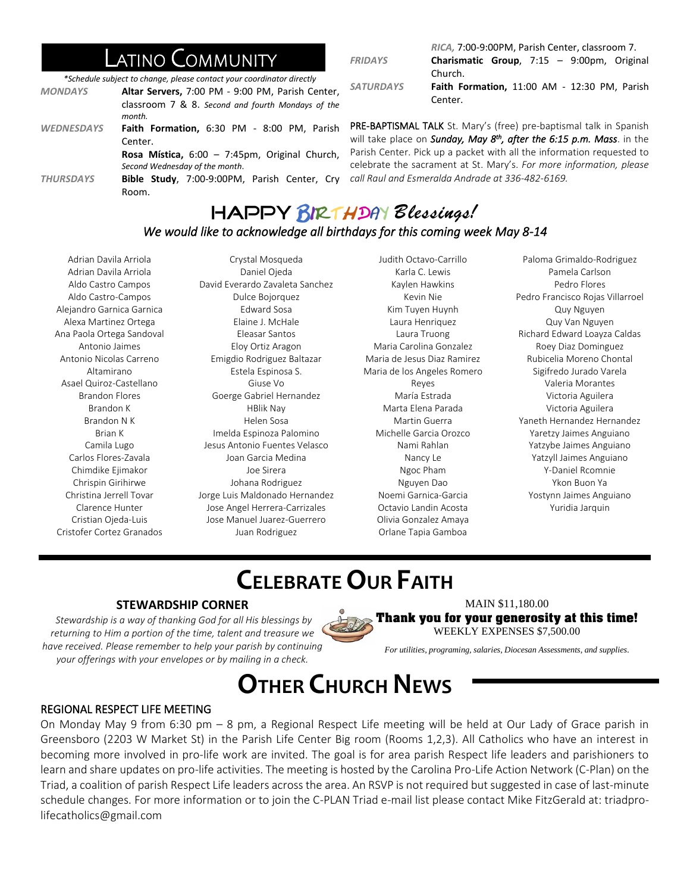## Latino Community

*\*Schedule subject to change, please contact your coordinator directly*

*MONDAYS* — **Altar Servers,** 7:00 PM - 9:00 PM, Parish Center, classroom 7 & 8. *Second and fourth Mondays of the month.*

*WEDNESDAYS* — **Faith Formation,** 6:30 PM - 8:00 PM, Parish Center.
**Rosa Mística,** 6:00 – 7:45pm, Original Church, *Second Wednesday of the month.*

*THURSDAYS* — **Bible Study**, 7:00-9:00PM, Parish Center, Cry Room.
*RICA,* 7:00-9:00PM, Parish Center, classroom 7.

*FRIDAYS* — **Charismatic Group**, 7:15 – 9:00pm, Original Church.

*SATURDAYS* — **Faith Formation,** 11:00 AM - 12:30 PM, Parish Center.

**PRE-BAPTISMAL TALK** St. Mary's (free) pre-baptismal talk in Spanish will take place on ***Sunday, May 8th, after the 6:15 p.m. Mass***. in the Parish Center. Pick up a packet with all the information requested to celebrate the sacrament at St. Mary's. *For more information, please call Raul and Esmeralda Andrade at 336-482-6169.*

## HAPPY BIRTHDAY *Blessings!*

*We would like to acknowledge all birthdays for this coming week May 8-14*

Adrian Davila Arriola
Adrian Davila Arriola
Aldo Castro Campos
Aldo Castro-Campos
Alejandro Garnica Garnica
Alexa Martinez Ortega
Ana Paola Ortega Sandoval
Antonio Jaimes
Antonio Nicolas Carreno Altamirano
Asael Quiroz-Castellano
Brandon Flores
Brandon K
Brandon N K
Brian K
Camila Lugo
Carlos Flores-Zavala
Chimdike Ejimakor
Chrispin Girihirwe
Christina Jerrell Tovar
Clarence Hunter
Cristian Ojeda-Luis
Cristofer Cortez Granados
Crystal Mosqueda
Daniel Ojeda
David Everardo Zavaleta Sanchez
Dulce Bojorquez
Edward Sosa
Elaine J. McHale
Eleasar Santos
Eloy Ortiz Aragon
Emigdio Rodriguez Baltazar
Estela Espinosa S.
Giuse Vo
Goerge Gabriel Hernandez
HBlik Nay
Helen Sosa
Imelda Espinoza Palomino
Jesus Antonio Fuentes Velasco
Joan Garcia Medina
Joe Sirera
Johana Rodriguez
Jorge Luis Maldonado Hernandez
Jose Angel Herrera-Carrizales
Jose Manuel Juarez-Guerrero
Juan Rodriguez
Judith Octavo-Carrillo
Karla C. Lewis
Kaylen Hawkins
Kevin Nie
Kim Tuyen Huynh
Laura Henriquez
Laura Truong
Maria Carolina Gonzalez
Maria de Jesus Diaz Ramirez
Maria de los Angeles Romero Reyes
María Estrada
Marta Elena Parada
Martin Guerra
Michelle Garcia Orozco
Nami Rahlan
Nancy Le
Ngoc Pham
Nguyen Dao
Noemi Garnica-Garcia
Octavio Landin Acosta
Olivia Gonzalez Amaya
Orlane Tapia Gamboa
Paloma Grimaldo-Rodriguez
Pamela Carlson
Pedro Flores
Pedro Francisco Rojas Villarroel
Quy Nguyen
Quy Van Nguyen
Richard Edward Loayza Caldas
Roey Diaz Dominguez
Rubicelia Moreno Chontal
Sigifredo Jurado Varela
Valeria Morantes
Victoria Aguilera
Victoria Aguilera
Yaneth Hernandez Hernandez
Yaretzy Jaimes Anguiano
Yatzybe Jaimes Anguiano
Yatzyll Jaimes Anguiano
Y-Daniel Rcomnie
Ykon Buon Ya
Yostynn Jaimes Anguiano
Yuridia Jarquin

# Celebrate Our Faith

### STEWARDSHIP CORNER

*Stewardship is a way of thanking God for all His blessings by returning to Him a portion of the time, talent and treasure we have received. Please remember to help your parish by continuing your offerings with your envelopes or by mailing in a check.*

MAIN $11,180.00

**Thank you for your generosity at this time!**

WEEKLY EXPENSES $7,500.00

*For utilities, programing, salaries, Diocesan Assessments, and supplies.*

# Other Church News

### REGIONAL RESPECT LIFE MEETING

On Monday May 9 from 6:30 pm – 8 pm, a Regional Respect Life meeting will be held at Our Lady of Grace parish in Greensboro (2203 W Market St) in the Parish Life Center Big room (Rooms 1,2,3). All Catholics who have an interest in becoming more involved in pro-life work are invited. The goal is for area parish Respect life leaders and parishioners to learn and share updates on pro-life activities. The meeting is hosted by the Carolina Pro-Life Action Network (C-Plan) on the Triad, a coalition of parish Respect Life leaders across the area. An RSVP is not required but suggested in case of last-minute schedule changes. For more information or to join the C-PLAN Triad e-mail list please contact Mike FitzGerald at: triadpro-lifecatholics@gmail.com